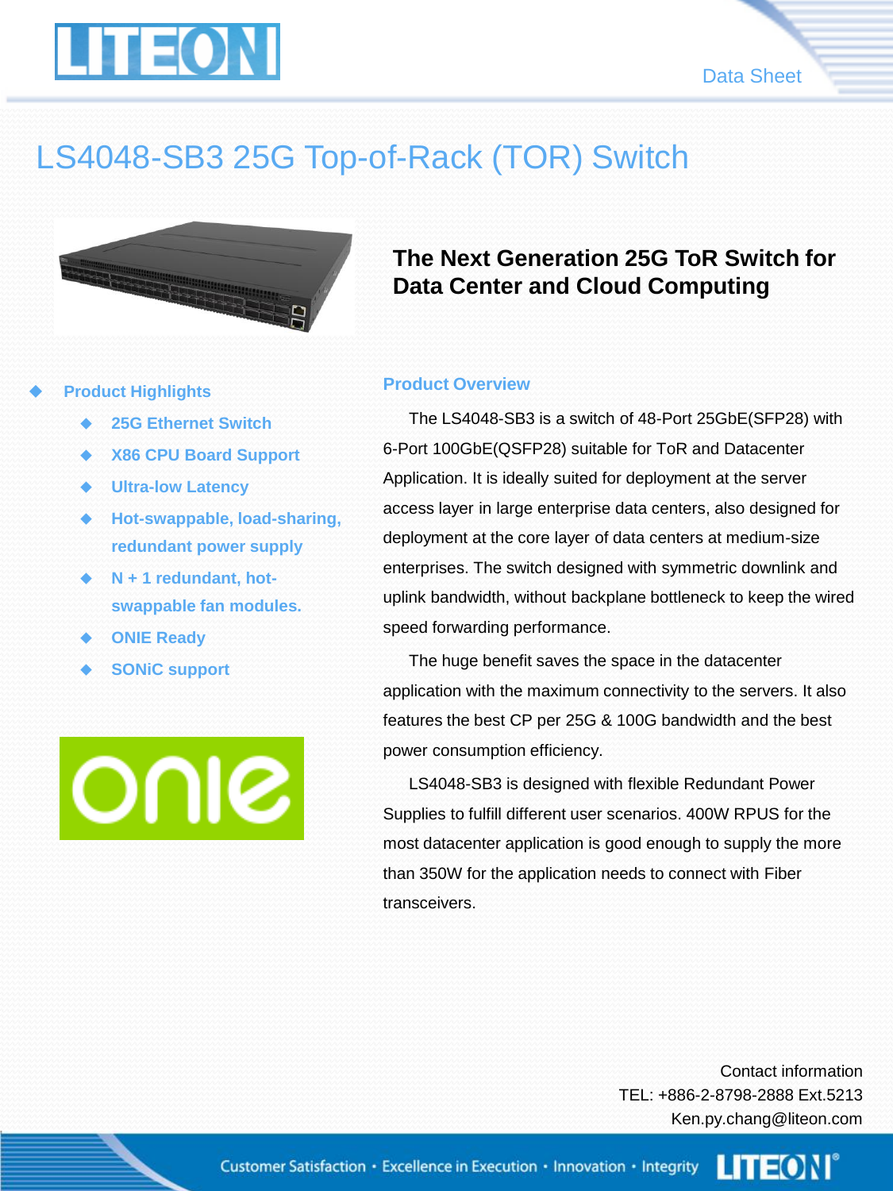# LS4048-SB3 25G Top-of-Rack (TOR) Switch

## The Next Generation 25G ToR Switch for Data Center and Cloud Computing

- **Product Highlights**
  - **25G Ethernet Switch**
  - **X86 CPU Board Support**
  - **Ultra-low Latency**
  - **Hot-swappable, load-sharing, redundant power supply**
  - **N + 1 redundant, hot-swappable fan modules.**
  - **ONIE Ready**
  - **SONiC support**

### Product Overview

The LS4048-SB3 is a switch of 48-Port 25GbE(SFP28) with 6-Port 100GbE(QSFP28) suitable for ToR and Datacenter Application. It is ideally suited for deployment at the server access layer in large enterprise data centers, also designed for deployment at the core layer of data centers at medium-size enterprises. The switch designed with symmetric downlink and uplink bandwidth, without backplane bottleneck to keep the wired speed forwarding performance.

The huge benefit saves the space in the datacenter application with the maximum connectivity to the servers. It also features the best CP per 25G & 100G bandwidth and the best power consumption efficiency.

LS4048-SB3 is designed with flexible Redundant Power Supplies to fulfill different user scenarios. 400W RPUS for the most datacenter application is good enough to supply the more than 350W for the application needs to connect with Fiber transceivers.

Contact information
TEL: +886-2-8798-2888 Ext.5213
Ken.py.chang@liteon.com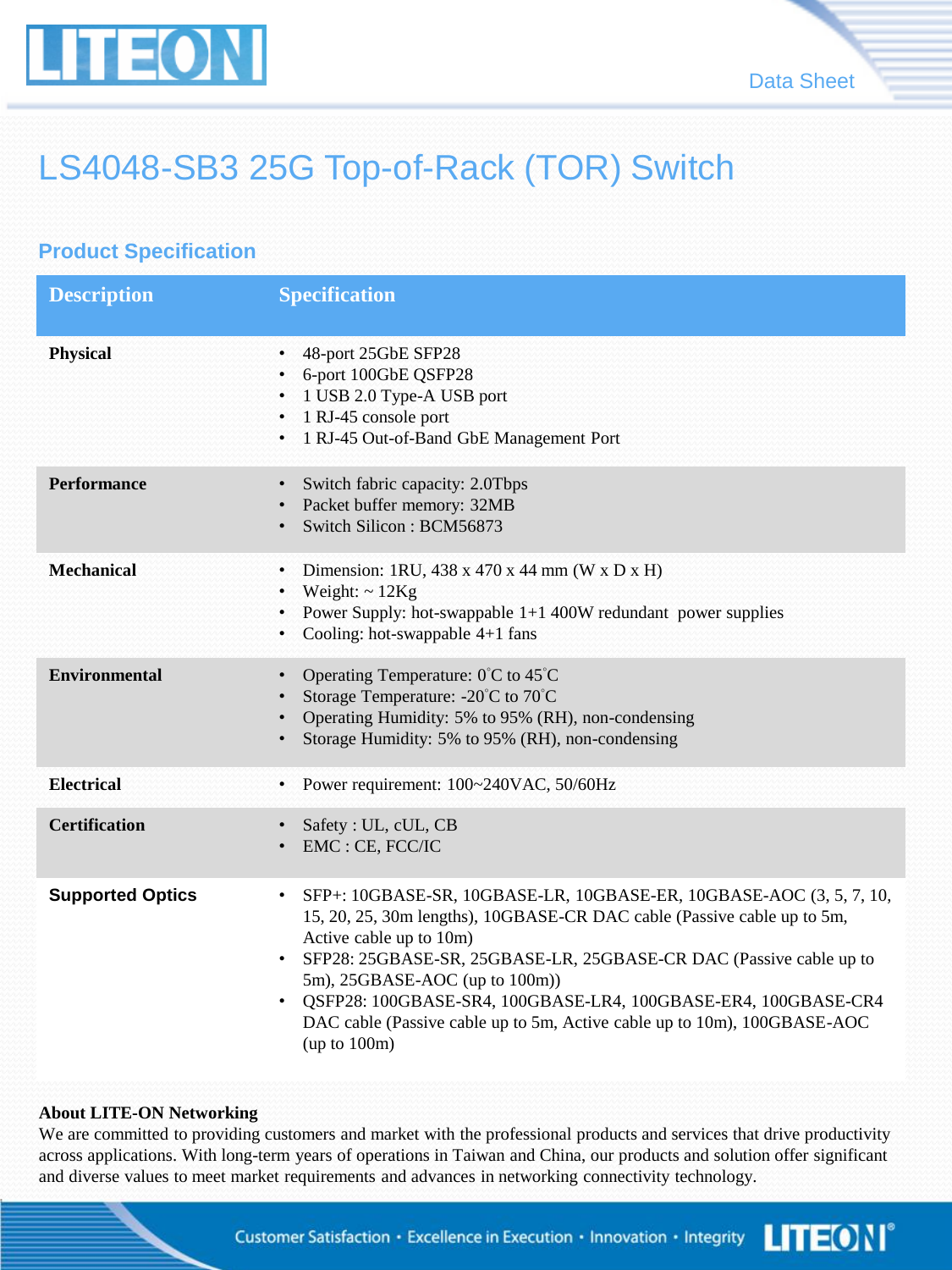# LS4048-SB3 25G Top-of-Rack (TOR) Switch

## Product Specification

| Description | Specification |
|---|---|
| **Physical** | • 48-port 25GbE SFP28<br>• 6-port 100GbE QSFP28<br>• 1 USB 2.0 Type-A USB port<br>• 1 RJ-45 console port<br>• 1 RJ-45 Out-of-Band GbE Management Port |
| **Performance** | • Switch fabric capacity: 2.0Tbps<br>• Packet buffer memory: 32MB<br>• Switch Silicon : BCM56873 |
| **Mechanical** | • Dimension: 1RU, 438 x 470 x 44 mm (W x D x H)<br>• Weight: ~ 12Kg<br>• Power Supply: hot-swappable 1+1 400W redundant power supplies<br>• Cooling: hot-swappable 4+1 fans |
| **Environmental** | • Operating Temperature: 0˚C to 45˚C<br>• Storage Temperature: -20˚C to 70˚C<br>• Operating Humidity: 5% to 95% (RH), non-condensing<br>• Storage Humidity: 5% to 95% (RH), non-condensing |
| **Electrical** | • Power requirement: 100~240VAC, 50/60Hz |
| **Certification** | • Safety : UL, cUL, CB<br>• EMC : CE, FCC/IC |
| **Supported Optics** | • SFP+: 10GBASE-SR, 10GBASE-LR, 10GBASE-ER, 10GBASE-AOC (3, 5, 7, 10, 15, 20, 25, 30m lengths), 10GBASE-CR DAC cable (Passive cable up to 5m, Active cable up to 10m)<br>• SFP28: 25GBASE-SR, 25GBASE-LR, 25GBASE-CR DAC (Passive cable up to 5m), 25GBASE-AOC (up to 100m))<br>• QSFP28: 100GBASE-SR4, 100GBASE-LR4, 100GBASE-ER4, 100GBASE-CR4 DAC cable (Passive cable up to 5m, Active cable up to 10m), 100GBASE-AOC (up to 100m) |

**About LITE-ON Networking**

We are committed to providing customers and market with the professional products and services that drive productivity across applications. With long-term years of operations in Taiwan and China, our products and solution offer significant and diverse values to meet market requirements and advances in networking connectivity technology.